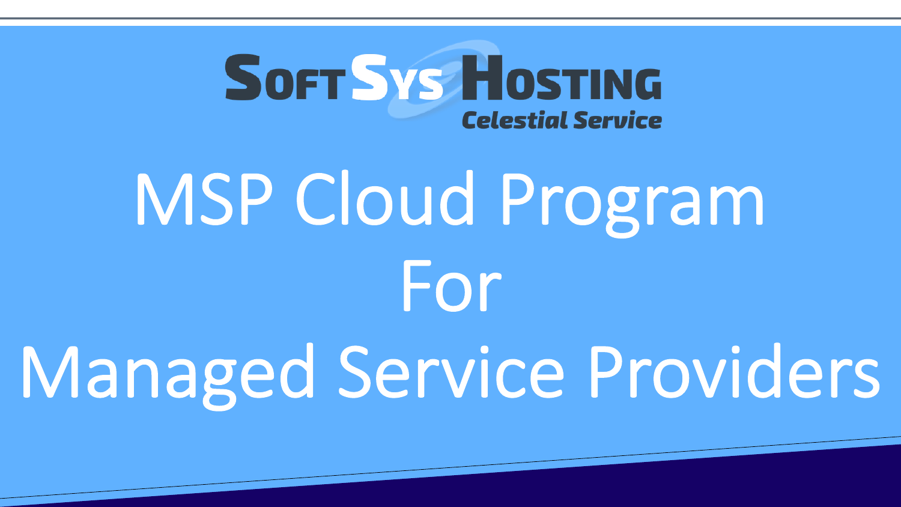SoftSys Hosting

*Celestial Service*

# MSP Cloud Program For Managed Service Providers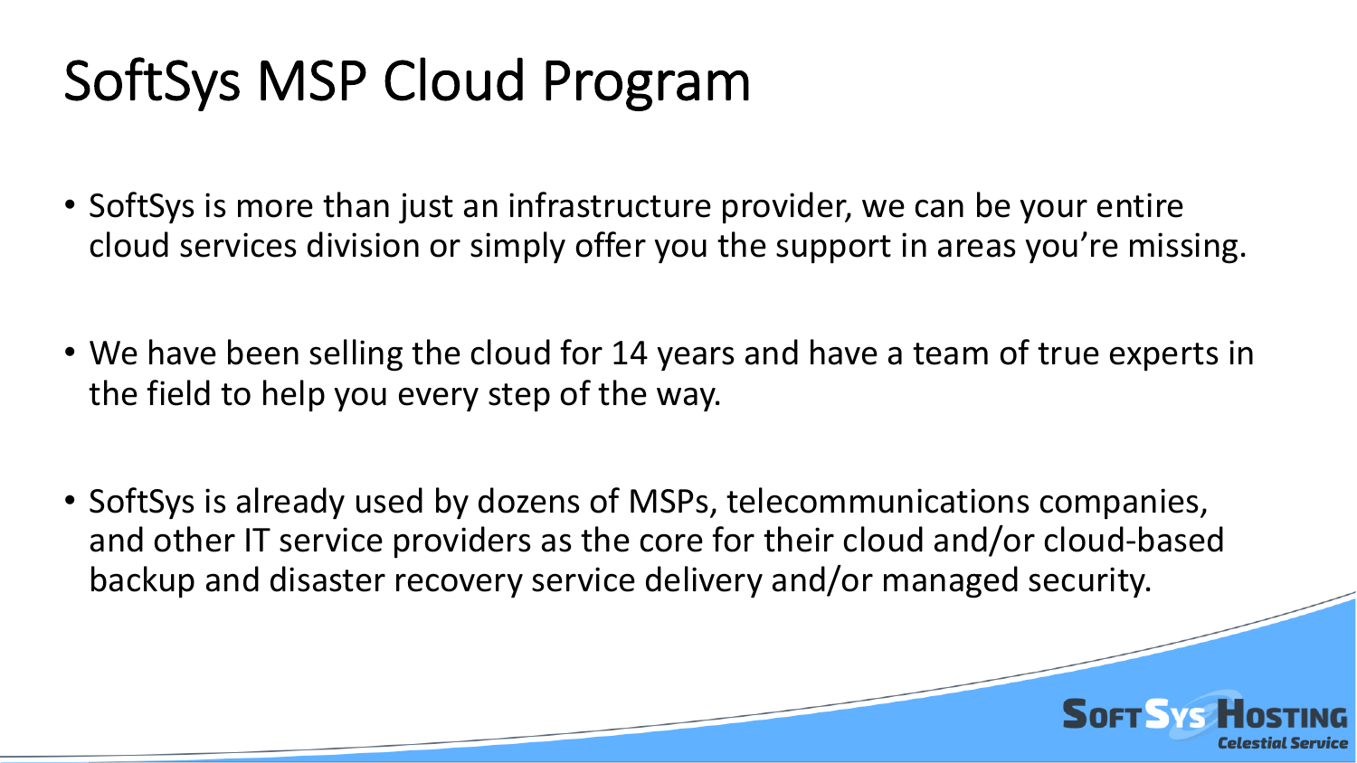# SoftSys MSP Cloud Program

- SoftSys is more than just an infrastructure provider, we can be your entire cloud services division or simply offer you the support in areas you're missing.

- We have been selling the cloud for 14 years and have a team of true experts in the field to help you every step of the way.

- SoftSys is already used by dozens of MSPs, telecommunications companies, and other IT service providers as the core for their cloud and/or cloud-based backup and disaster recovery service delivery and/or managed security.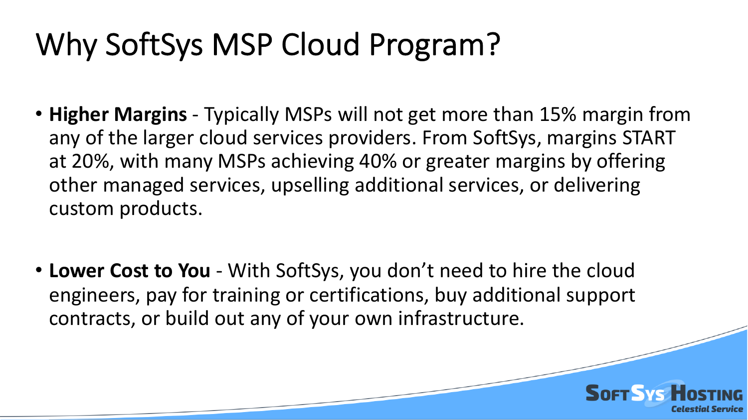# Why SoftSys MSP Cloud Program?

- **Higher Margins** - Typically MSPs will not get more than 15% margin from any of the larger cloud services providers. From SoftSys, margins START at 20%, with many MSPs achieving 40% or greater margins by offering other managed services, upselling additional services, or delivering custom products.

- **Lower Cost to You** - With SoftSys, you don't need to hire the cloud engineers, pay for training or certifications, buy additional support contracts, or build out any of your own infrastructure.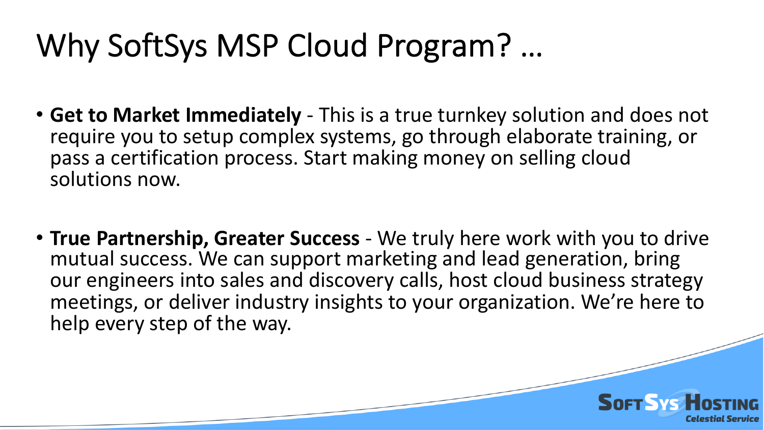# Why SoftSys MSP Cloud Program? …

- **Get to Market Immediately** - This is a true turnkey solution and does not require you to setup complex systems, go through elaborate training, or pass a certification process. Start making money on selling cloud solutions now.

- **True Partnership, Greater Success** - We truly here work with you to drive mutual success. We can support marketing and lead generation, bring our engineers into sales and discovery calls, host cloud business strategy meetings, or deliver industry insights to your organization. We're here to help every step of the way.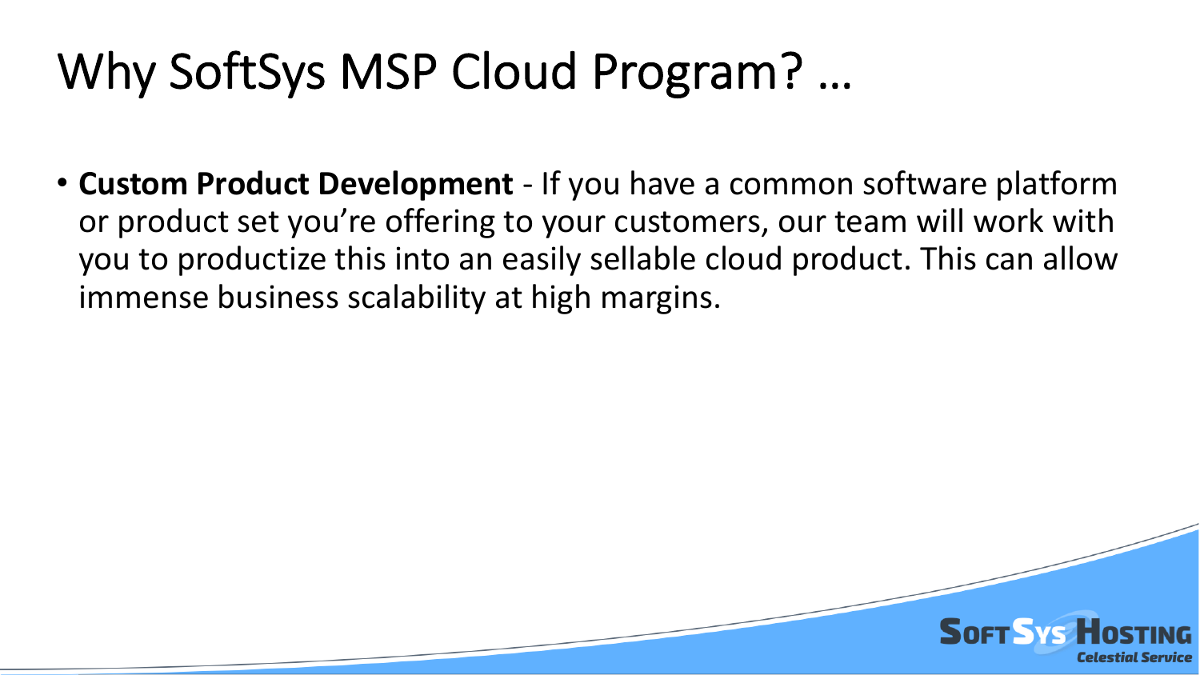# Why SoftSys MSP Cloud Program? …

- **Custom Product Development** - If you have a common software platform or product set you're offering to your customers, our team will work with you to productize this into an easily sellable cloud product. This can allow immense business scalability at high margins.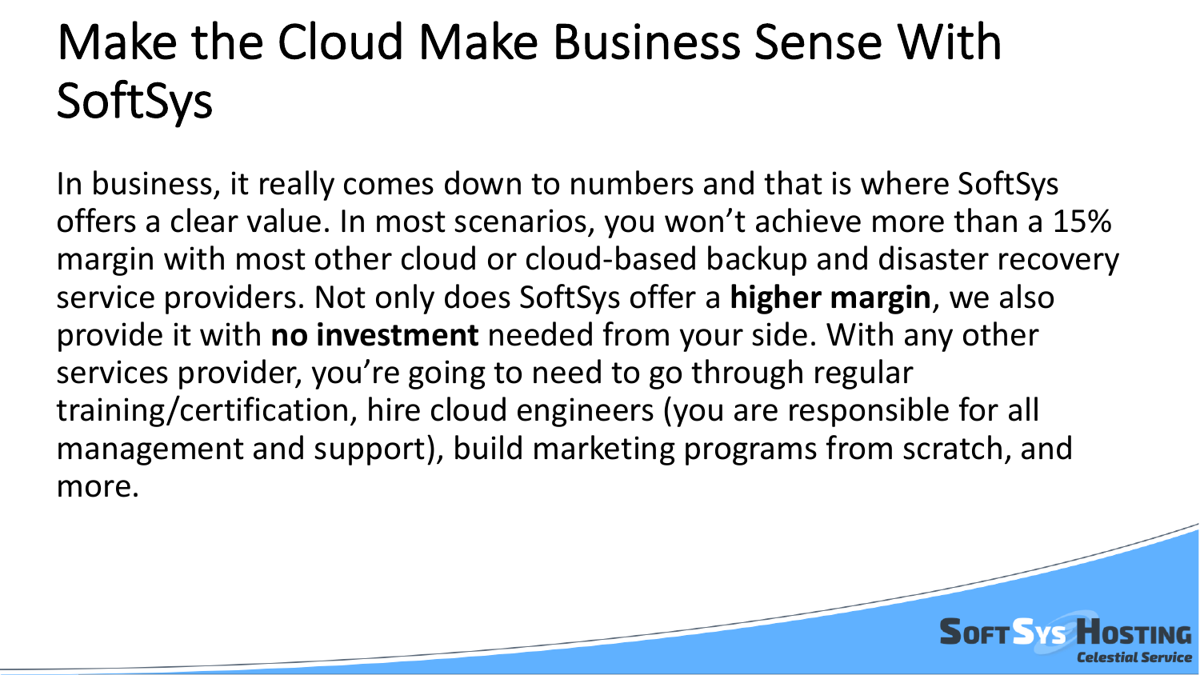# Make the Cloud Make Business Sense With SoftSys

In business, it really comes down to numbers and that is where SoftSys offers a clear value. In most scenarios, you won't achieve more than a 15% margin with most other cloud or cloud-based backup and disaster recovery service providers. Not only does SoftSys offer a **higher margin**, we also provide it with **no investment** needed from your side. With any other services provider, you're going to need to go through regular training/certification, hire cloud engineers (you are responsible for all management and support), build marketing programs from scratch, and more.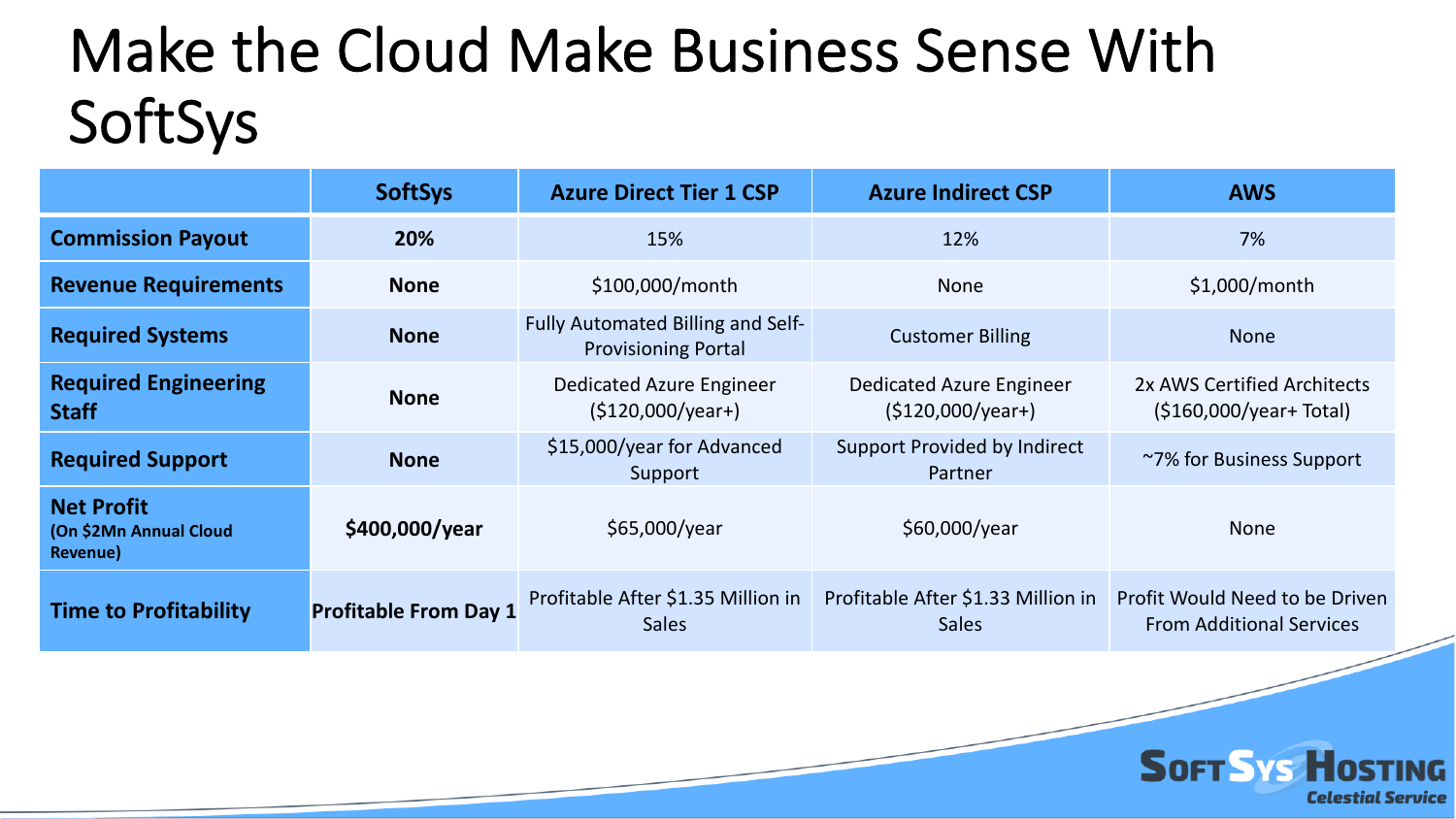# Make the Cloud Make Business Sense With SoftSys

| | SoftSys | Azure Direct Tier 1 CSP | Azure Indirect CSP | AWS |
|---|---|---|---|---|
| **Commission Payout** | **20%** | 15% | 12% | 7% |
| **Revenue Requirements** | **None** | $100,000/month | None | $1,000/month |
| **Required Systems** | **None** | Fully Automated Billing and Self-Provisioning Portal | Customer Billing | None |
| **Required Engineering Staff** | **None** | Dedicated Azure Engineer ($120,000/year+) | Dedicated Azure Engineer ($120,000/year+) | 2x AWS Certified Architects ($160,000/year+ Total) |
| **Required Support** | **None** | $15,000/year for Advanced Support | Support Provided by Indirect Partner | ~7% for Business Support |
| **Net Profit** (On $2Mn Annual Cloud Revenue) | **$400,000/year** | $65,000/year | $60,000/year | None |
| **Time to Profitability** | **Profitable From Day 1** | Profitable After $1.35 Million in Sales | Profitable After $1.33 Million in Sales | Profit Would Need to be Driven From Additional Services |

SoftSys Hosting
Celestial Service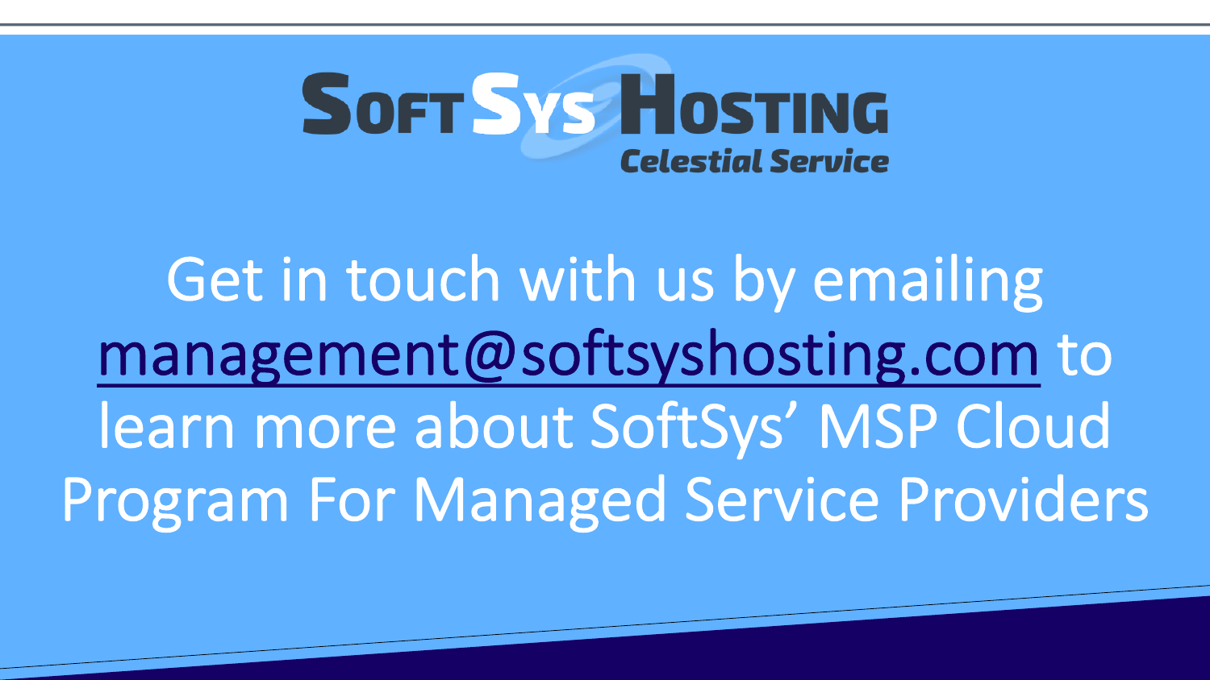# SoftSys Hosting

*Celestial Service*

Get in touch with us by emailing management@softsyshosting.com to learn more about SoftSys' MSP Cloud Program For Managed Service Providers